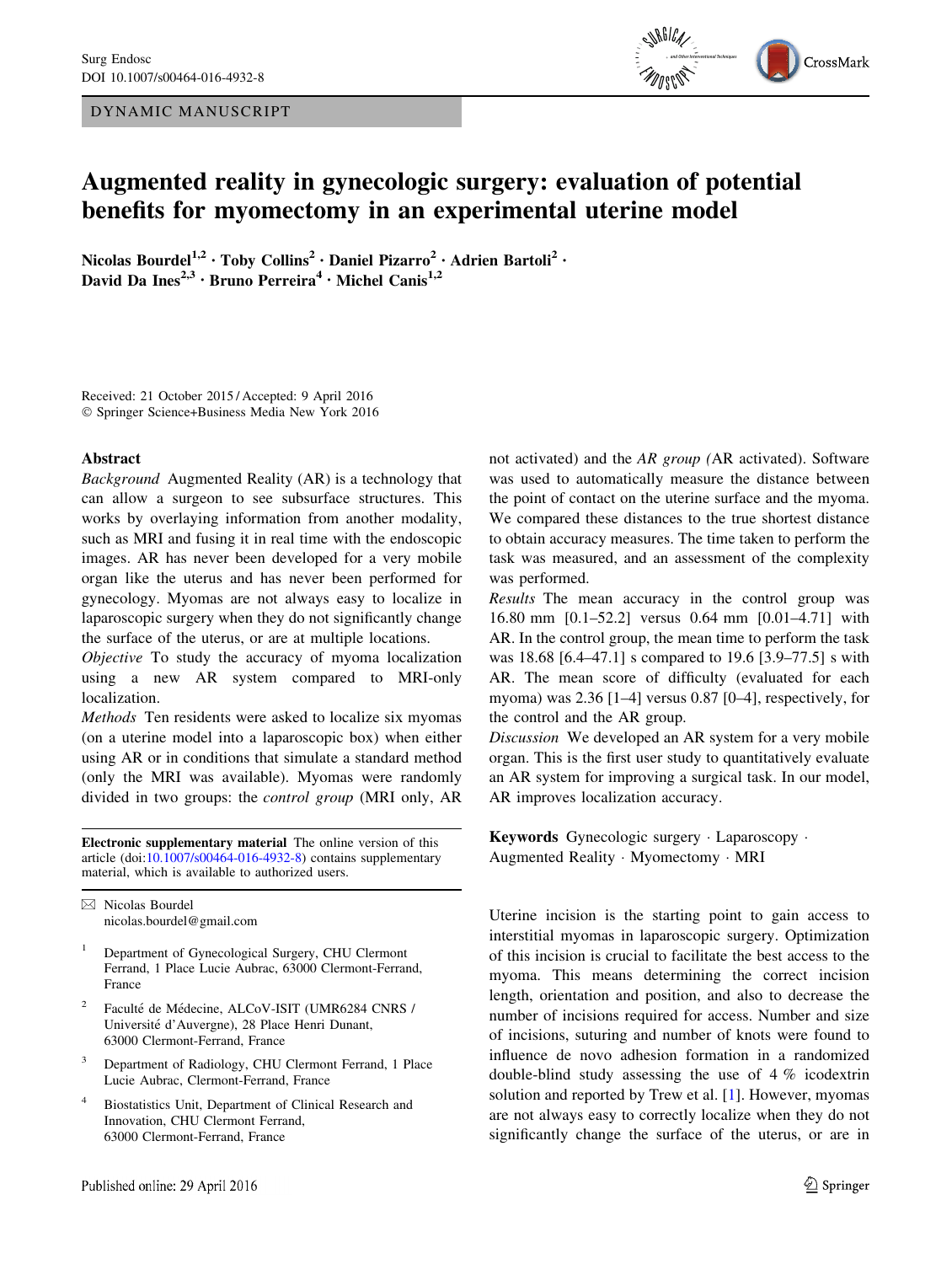DYNAMIC MANUSCRIPT

# Augmented reality in gynecologic surgery: evaluation of potential benefits for myomectomy in an experimental uterine model

**Nicolas Bourdel[1,2] · Toby Collins[2] · Daniel Pizarro[2] · Adrien Bartoli[2] · David Da Ines[2,3] · Bruno Perreira[4] · Michel Canis[1,2]**

Received: 21 October 2015 / Accepted: 9 April 2016
© Springer Science+Business Media New York 2016

## Abstract

*Background* Augmented Reality (AR) is a technology that can allow a surgeon to see subsurface structures. This works by overlaying information from another modality, such as MRI and fusing it in real time with the endoscopic images. AR has never been developed for a very mobile organ like the uterus and has never been performed for gynecology. Myomas are not always easy to localize in laparoscopic surgery when they do not significantly change the surface of the uterus, or are at multiple locations.

*Objective* To study the accuracy of myoma localization using a new AR system compared to MRI-only localization.

*Methods* Ten residents were asked to localize six myomas (on a uterine model into a laparoscopic box) when either using AR or in conditions that simulate a standard method (only the MRI was available). Myomas were randomly divided in two groups: the *control group* (MRI only, AR not activated) and the *AR group (*AR activated). Software was used to automatically measure the distance between the point of contact on the uterine surface and the myoma. We compared these distances to the true shortest distance to obtain accuracy measures. The time taken to perform the task was measured, and an assessment of the complexity was performed.

*Results* The mean accuracy in the control group was 16.80 mm [0.1–52.2] versus 0.64 mm [0.01–4.71] with AR. In the control group, the mean time to perform the task was 18.68 [6.4–47.1] s compared to 19.6 [3.9–77.5] s with AR. The mean score of difficulty (evaluated for each myoma) was 2.36 [1–4] versus 0.87 [0–4], respectively, for the control and the AR group.

*Discussion* We developed an AR system for a very mobile organ. This is the first user study to quantitatively evaluate an AR system for improving a surgical task. In our model, AR improves localization accuracy.

**Keywords** Gynecologic surgery · Laparoscopy · Augmented Reality · Myomectomy · MRI

**Electronic supplementary material** The online version of this article (doi:10.1007/s00464-016-4932-8) contains supplementary material, which is available to authorized users.

✉ Nicolas Bourdel
nicolas.bourdel@gmail.com

1 Department of Gynecological Surgery, CHU Clermont Ferrand, 1 Place Lucie Aubrac, 63000 Clermont-Ferrand, France

2 Faculté de Médecine, ALCoV-ISIT (UMR6284 CNRS / Université d'Auvergne), 28 Place Henri Dunant, 63000 Clermont-Ferrand, France

3 Department of Radiology, CHU Clermont Ferrand, 1 Place Lucie Aubrac, Clermont-Ferrand, France

4 Biostatistics Unit, Department of Clinical Research and Innovation, CHU Clermont Ferrand, 63000 Clermont-Ferrand, France

Uterine incision is the starting point to gain access to interstitial myomas in laparoscopic surgery. Optimization of this incision is crucial to facilitate the best access to the myoma. This means determining the correct incision length, orientation and position, and also to decrease the number of incisions required for access. Number and size of incisions, suturing and number of knots were found to influence de novo adhesion formation in a randomized double-blind study assessing the use of 4 % icodextrin solution and reported by Trew et al. [1]. However, myomas are not always easy to correctly localize when they do not significantly change the surface of the uterus, or are in

Published online: 29 April 2016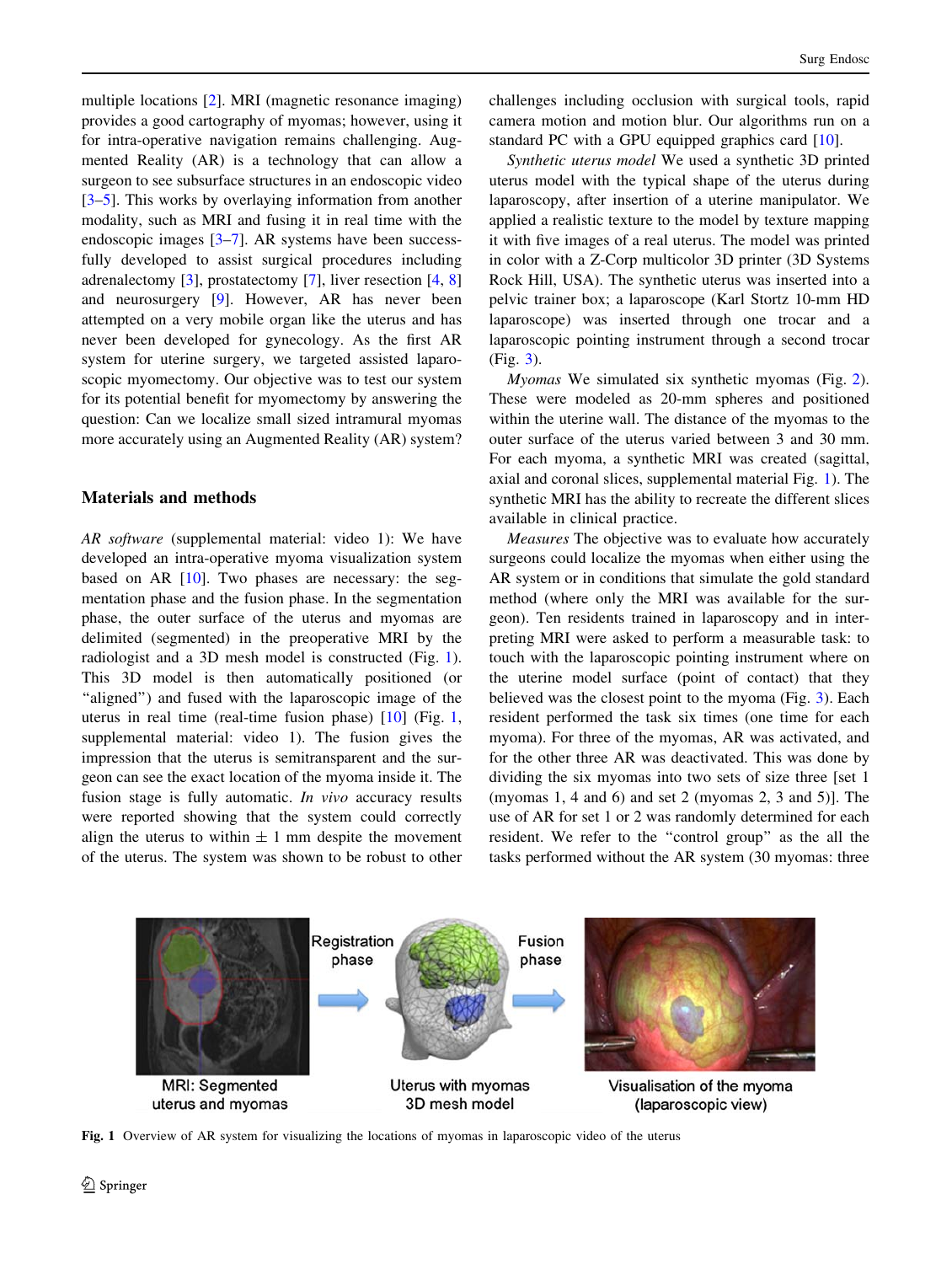multiple locations [2]. MRI (magnetic resonance imaging) provides a good cartography of myomas; however, using it for intra-operative navigation remains challenging. Augmented Reality (AR) is a technology that can allow a surgeon to see subsurface structures in an endoscopic video [3–5]. This works by overlaying information from another modality, such as MRI and fusing it in real time with the endoscopic images [3–7]. AR systems have been successfully developed to assist surgical procedures including adrenalectomy [3], prostatectomy [7], liver resection [4, 8] and neurosurgery [9]. However, AR has never been attempted on a very mobile organ like the uterus and has never been developed for gynecology. As the first AR system for uterine surgery, we targeted assisted laparoscopic myomectomy. Our objective was to test our system for its potential benefit for myomectomy by answering the question: Can we localize small sized intramural myomas more accurately using an Augmented Reality (AR) system?

## Materials and methods

*AR software* (supplemental material: video 1): We have developed an intra-operative myoma visualization system based on AR [10]. Two phases are necessary: the segmentation phase and the fusion phase. In the segmentation phase, the outer surface of the uterus and myomas are delimited (segmented) in the preoperative MRI by the radiologist and a 3D mesh model is constructed (Fig. 1). This 3D model is then automatically positioned (or "aligned") and fused with the laparoscopic image of the uterus in real time (real-time fusion phase) [10] (Fig. 1, supplemental material: video 1). The fusion gives the impression that the uterus is semitransparent and the surgeon can see the exact location of the myoma inside it. The fusion stage is fully automatic. *In vivo* accuracy results were reported showing that the system could correctly align the uterus to within ± 1 mm despite the movement of the uterus. The system was shown to be robust to other challenges including occlusion with surgical tools, rapid camera motion and motion blur. Our algorithms run on a standard PC with a GPU equipped graphics card [10].

*Synthetic uterus model* We used a synthetic 3D printed uterus model with the typical shape of the uterus during laparoscopy, after insertion of a uterine manipulator. We applied a realistic texture to the model by texture mapping it with five images of a real uterus. The model was printed in color with a Z-Corp multicolor 3D printer (3D Systems Rock Hill, USA). The synthetic uterus was inserted into a pelvic trainer box; a laparoscope (Karl Stortz 10-mm HD laparoscope) was inserted through one trocar and a laparoscopic pointing instrument through a second trocar (Fig. 3).

*Myomas* We simulated six synthetic myomas (Fig. 2). These were modeled as 20-mm spheres and positioned within the uterine wall. The distance of the myomas to the outer surface of the uterus varied between 3 and 30 mm. For each myoma, a synthetic MRI was created (sagittal, axial and coronal slices, supplemental material Fig. 1). The synthetic MRI has the ability to recreate the different slices available in clinical practice.

*Measures* The objective was to evaluate how accurately surgeons could localize the myomas when either using the AR system or in conditions that simulate the gold standard method (where only the MRI was available for the surgeon). Ten residents trained in laparoscopy and in interpreting MRI were asked to perform a measurable task: to touch with the laparoscopic pointing instrument where on the uterine model surface (point of contact) that they believed was the closest point to the myoma (Fig. 3). Each resident performed the task six times (one time for each myoma). For three of the myomas, AR was activated, and for the other three AR was deactivated. This was done by dividing the six myomas into two sets of size three [set 1 (myomas 1, 4 and 6) and set 2 (myomas 2, 3 and 5)]. The use of AR for set 1 or 2 was randomly determined for each resident. We refer to the "control group" as the all the tasks performed without the AR system (30 myomas: three

Fig. 1 Overview of AR system for visualizing the locations of myomas in laparoscopic video of the uterus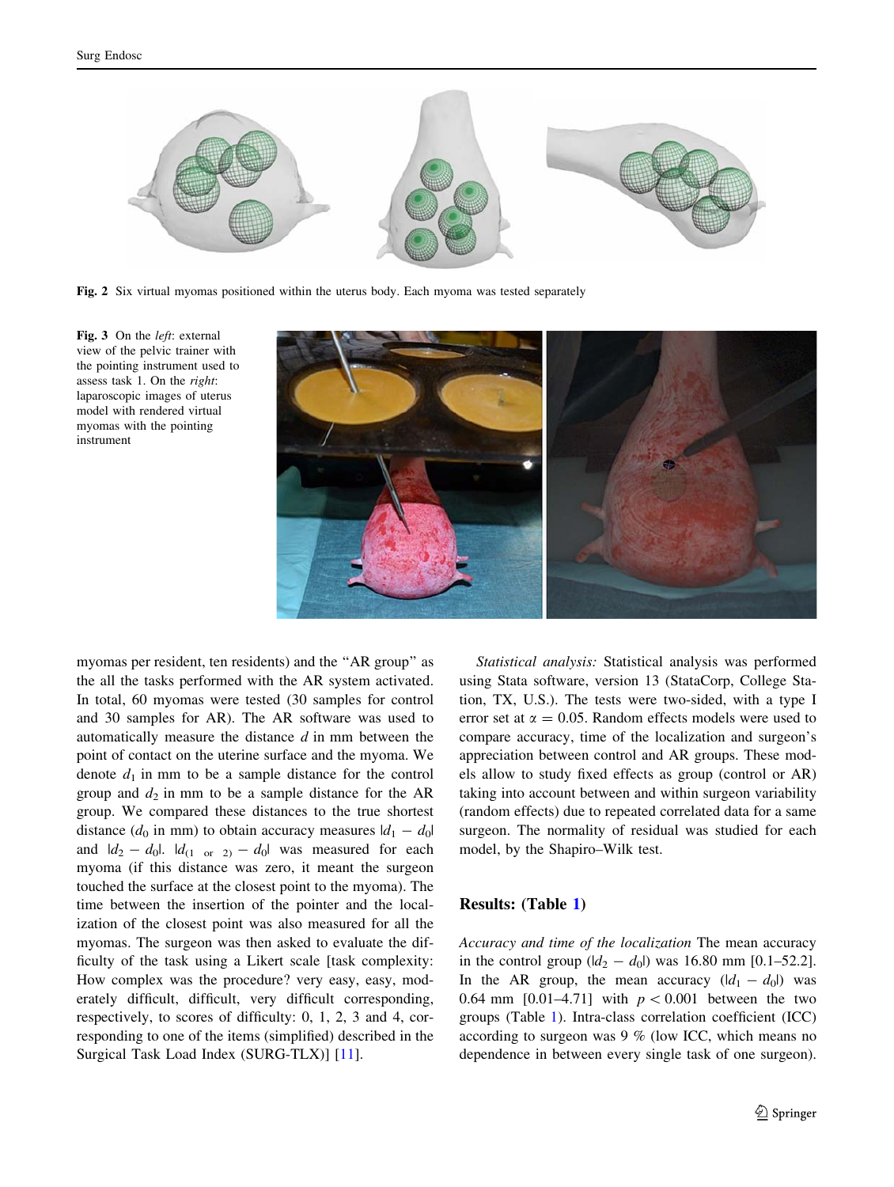Fig. 2 Six virtual myomas positioned within the uterus body. Each myoma was tested separately

Fig. 3 On the *left*: external view of the pelvic trainer with the pointing instrument used to assess task 1. On the *right*: laparoscopic images of uterus model with rendered virtual myomas with the pointing instrument

myomas per resident, ten residents) and the "AR group" as the all the tasks performed with the AR system activated. In total, 60 myomas were tested (30 samples for control and 30 samples for AR). The AR software was used to automatically measure the distance $d$ in mm between the point of contact on the uterine surface and the myoma. We denote $d_1$ in mm to be a sample distance for the control group and $d_2$ in mm to be a sample distance for the AR group. We compared these distances to the true shortest distance ($d_0$ in mm) to obtain accuracy measures $|d_1 - d_0|$ and $|d_2 - d_0|$. $|d_{(1 \text{ or } 2)} - d_0|$ was measured for each myoma (if this distance was zero, it meant the surgeon touched the surface at the closest point to the myoma). The time between the insertion of the pointer and the localization of the closest point was also measured for all the myomas. The surgeon was then asked to evaluate the difficulty of the task using a Likert scale [task complexity: How complex was the procedure? very easy, easy, moderately difficult, difficult, very difficult corresponding, respectively, to scores of difficulty: 0, 1, 2, 3 and 4, corresponding to one of the items (simplified) described in the Surgical Task Load Index (SURG-TLX)] [11].

*Statistical analysis:* Statistical analysis was performed using Stata software, version 13 (StataCorp, College Station, TX, U.S.). The tests were two-sided, with a type I error set at $\alpha = 0.05$. Random effects models were used to compare accuracy, time of the localization and surgeon's appreciation between control and AR groups. These models allow to study fixed effects as group (control or AR) taking into account between and within surgeon variability (random effects) due to repeated correlated data for a same surgeon. The normality of residual was studied for each model, by the Shapiro–Wilk test.

## Results: (Table 1)

*Accuracy and time of the localization* The mean accuracy in the control group ($|d_2 - d_0|$) was 16.80 mm [0.1–52.2]. In the AR group, the mean accuracy ($|d_1 - d_0|$) was 0.64 mm [0.01–4.71] with $p < 0.001$ between the two groups (Table 1). Intra-class correlation coefficient (ICC) according to surgeon was 9 % (low ICC, which means no dependence in between every single task of one surgeon).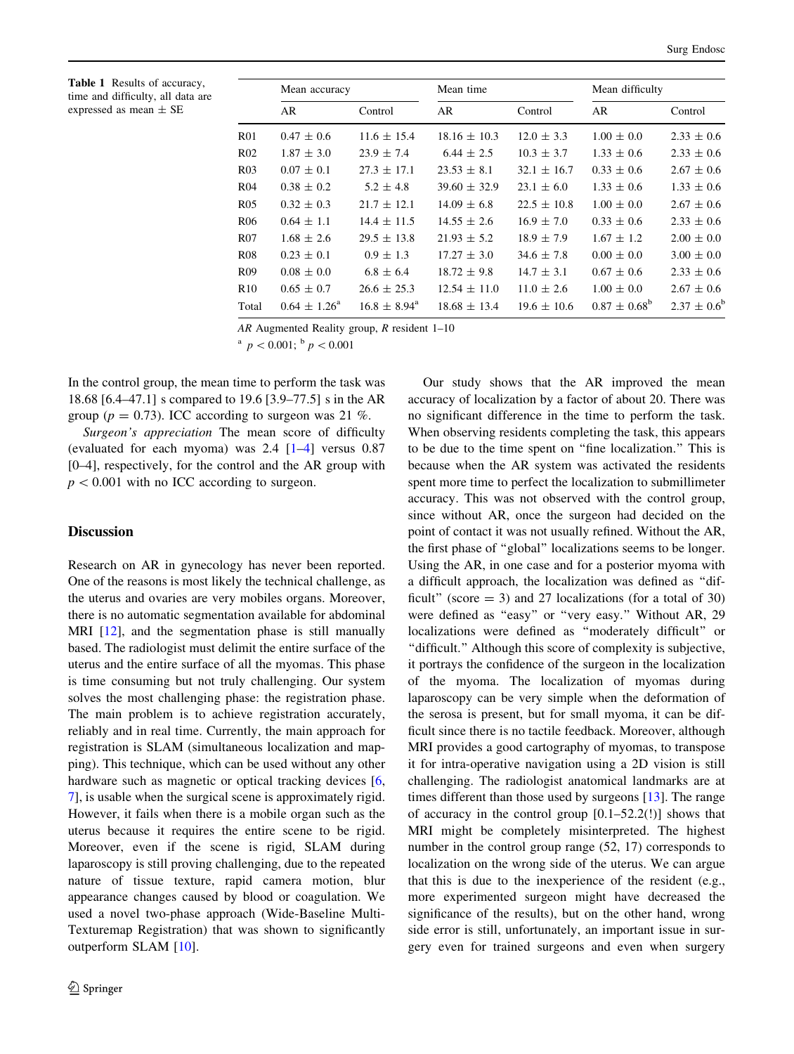**Table 1** Results of accuracy, time and difficulty, all data are expressed as mean ± SE

| | Mean accuracy | | Mean time | | Mean difficulty | |
|---|---|---|---|---|---|---|
| | AR | Control | AR | Control | AR | Control |
| R01 | 0.47 ± 0.6 | 11.6 ± 15.4 | 18.16 ± 10.3 | 12.0 ± 3.3 | 1.00 ± 0.0 | 2.33 ± 0.6 |
| R02 | 1.87 ± 3.0 | 23.9 ± 7.4 | 6.44 ± 2.5 | 10.3 ± 3.7 | 1.33 ± 0.6 | 2.33 ± 0.6 |
| R03 | 0.07 ± 0.1 | 27.3 ± 17.1 | 23.53 ± 8.1 | 32.1 ± 16.7 | 0.33 ± 0.6 | 2.67 ± 0.6 |
| R04 | 0.38 ± 0.2 | 5.2 ± 4.8 | 39.60 ± 32.9 | 23.1 ± 6.0 | 1.33 ± 0.6 | 1.33 ± 0.6 |
| R05 | 0.32 ± 0.3 | 21.7 ± 12.1 | 14.09 ± 6.8 | 22.5 ± 10.8 | 1.00 ± 0.0 | 2.67 ± 0.6 |
| R06 | 0.64 ± 1.1 | 14.4 ± 11.5 | 14.55 ± 2.6 | 16.9 ± 7.0 | 0.33 ± 0.6 | 2.33 ± 0.6 |
| R07 | 1.68 ± 2.6 | 29.5 ± 13.8 | 21.93 ± 5.2 | 18.9 ± 7.9 | 1.67 ± 1.2 | 2.00 ± 0.0 |
| R08 | 0.23 ± 0.1 | 0.9 ± 1.3 | 17.27 ± 3.0 | 34.6 ± 7.8 | 0.00 ± 0.0 | 3.00 ± 0.0 |
| R09 | 0.08 ± 0.0 | 6.8 ± 6.4 | 18.72 ± 9.8 | 14.7 ± 3.1 | 0.67 ± 0.6 | 2.33 ± 0.6 |
| R10 | 0.65 ± 0.7 | 26.6 ± 25.3 | 12.54 ± 11.0 | 11.0 ± 2.6 | 1.00 ± 0.0 | 2.67 ± 0.6 |
| Total | 0.64 ± 1.26[a] | 16.8 ± 8.94[a] | 18.68 ± 13.4 | 19.6 ± 10.6 | 0.87 ± 0.68[b] | 2.37 ± 0.6[b] |

*AR* Augmented Reality group, *R* resident 1–10

[a] $p < 0.001$; [b] $p < 0.001$

In the control group, the mean time to perform the task was 18.68 [6.4–47.1] s compared to 19.6 [3.9–77.5] s in the AR group ($p = 0.73$). ICC according to surgeon was 21 %.

*Surgeon's appreciation* The mean score of difficulty (evaluated for each myoma) was 2.4 [1–4] versus 0.87 [0–4], respectively, for the control and the AR group with $p < 0.001$ with no ICC according to surgeon.

## Discussion

Research on AR in gynecology has never been reported. One of the reasons is most likely the technical challenge, as the uterus and ovaries are very mobiles organs. Moreover, there is no automatic segmentation available for abdominal MRI [12], and the segmentation phase is still manually based. The radiologist must delimit the entire surface of the uterus and the entire surface of all the myomas. This phase is time consuming but not truly challenging. Our system solves the most challenging phase: the registration phase. The main problem is to achieve registration accurately, reliably and in real time. Currently, the main approach for registration is SLAM (simultaneous localization and mapping). This technique, which can be used without any other hardware such as magnetic or optical tracking devices [6, 7], is usable when the surgical scene is approximately rigid. However, it fails when there is a mobile organ such as the uterus because it requires the entire scene to be rigid. Moreover, even if the scene is rigid, SLAM during laparoscopy is still proving challenging, due to the repeated nature of tissue texture, rapid camera motion, blur appearance changes caused by blood or coagulation. We used a novel two-phase approach (Wide-Baseline Multi-Texturemap Registration) that was shown to significantly outperform SLAM [10].

Our study shows that the AR improved the mean accuracy of localization by a factor of about 20. There was no significant difference in the time to perform the task. When observing residents completing the task, this appears to be due to the time spent on "fine localization." This is because when the AR system was activated the residents spent more time to perfect the localization to submillimeter accuracy. This was not observed with the control group, since without AR, once the surgeon had decided on the point of contact it was not usually refined. Without the AR, the first phase of "global" localizations seems to be longer. Using the AR, in one case and for a posterior myoma with a difficult approach, the localization was defined as "difficult" (score = 3) and 27 localizations (for a total of 30) were defined as "easy" or "very easy." Without AR, 29 localizations were defined as "moderately difficult" or "difficult." Although this score of complexity is subjective, it portrays the confidence of the surgeon in the localization of the myoma. The localization of myomas during laparoscopy can be very simple when the deformation of the serosa is present, but for small myoma, it can be difficult since there is no tactile feedback. Moreover, although MRI provides a good cartography of myomas, to transpose it for intra-operative navigation using a 2D vision is still challenging. The radiologist anatomical landmarks are at times different than those used by surgeons [13]. The range of accuracy in the control group [0.1–52.2(!)] shows that MRI might be completely misinterpreted. The highest number in the control group range (52, 17) corresponds to localization on the wrong side of the uterus. We can argue that this is due to the inexperience of the resident (e.g., more experimented surgeon might have decreased the significance of the results), but on the other hand, wrong side error is still, unfortunately, an important issue in surgery even for trained surgeons and even when surgery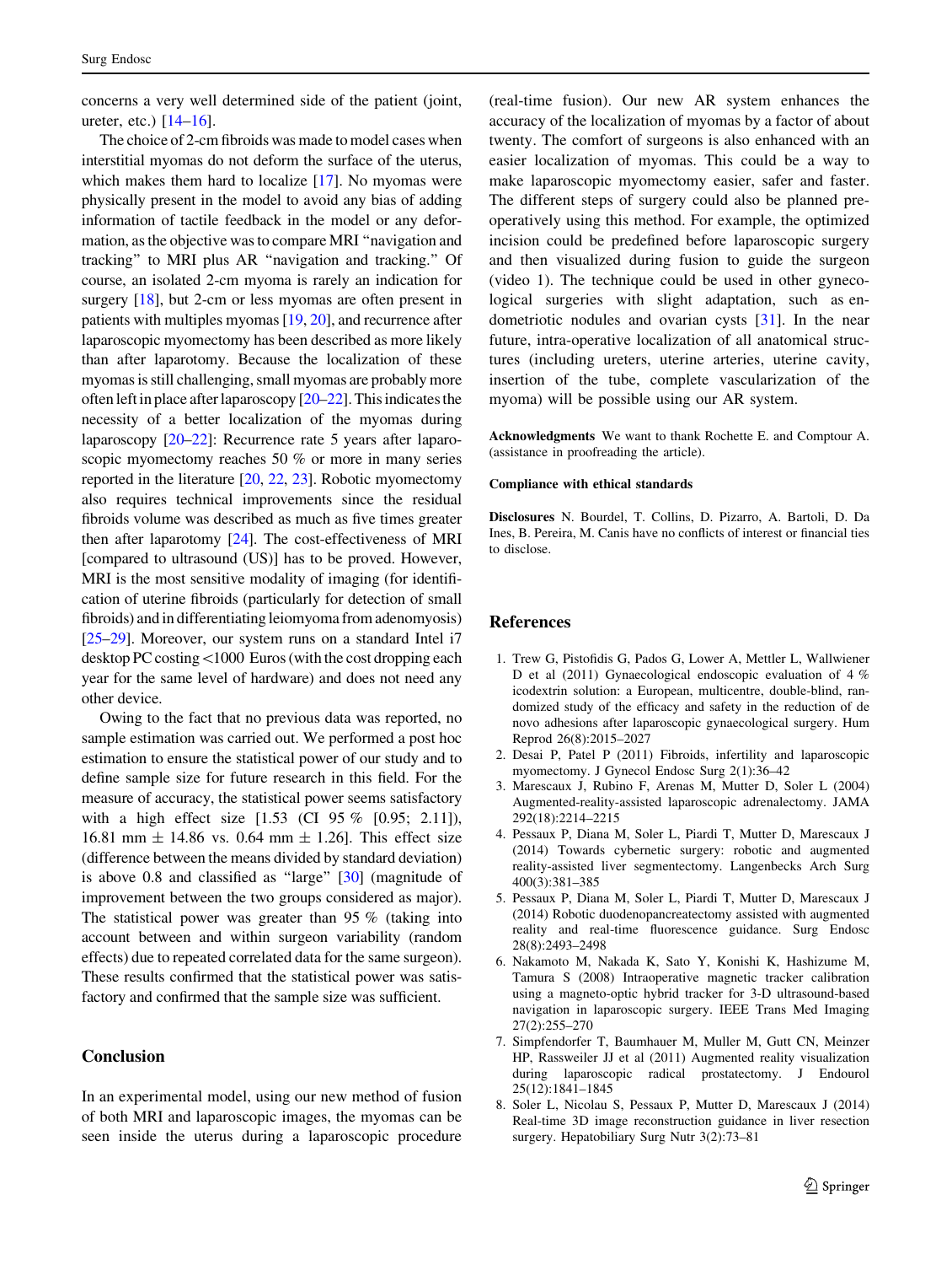concerns a very well determined side of the patient (joint, ureter, etc.) [14–16].

The choice of 2-cm fibroids was made to model cases when interstitial myomas do not deform the surface of the uterus, which makes them hard to localize [17]. No myomas were physically present in the model to avoid any bias of adding information of tactile feedback in the model or any deformation, as the objective was to compare MRI "navigation and tracking" to MRI plus AR "navigation and tracking." Of course, an isolated 2-cm myoma is rarely an indication for surgery [18], but 2-cm or less myomas are often present in patients with multiples myomas [19, 20], and recurrence after laparoscopic myomectomy has been described as more likely than after laparotomy. Because the localization of these myomas is still challenging, small myomas are probably more often left in place after laparoscopy [20–22]. This indicates the necessity of a better localization of the myomas during laparoscopy [20–22]: Recurrence rate 5 years after laparoscopic myomectomy reaches 50 % or more in many series reported in the literature [20, 22, 23]. Robotic myomectomy also requires technical improvements since the residual fibroids volume was described as much as five times greater then after laparotomy [24]. The cost-effectiveness of MRI [compared to ultrasound (US)] has to be proved. However, MRI is the most sensitive modality of imaging (for identification of uterine fibroids (particularly for detection of small fibroids) and in differentiating leiomyoma from adenomyosis) [25–29]. Moreover, our system runs on a standard Intel i7 desktop PC costing <1000 Euros (with the cost dropping each year for the same level of hardware) and does not need any other device.

Owing to the fact that no previous data was reported, no sample estimation was carried out. We performed a post hoc estimation to ensure the statistical power of our study and to define sample size for future research in this field. For the measure of accuracy, the statistical power seems satisfactory with a high effect size [1.53 (CI 95 % [0.95; 2.11]), 16.81 mm ± 14.86 vs. 0.64 mm ± 1.26]. This effect size (difference between the means divided by standard deviation) is above 0.8 and classified as "large" [30] (magnitude of improvement between the two groups considered as major). The statistical power was greater than 95 % (taking into account between and within surgeon variability (random effects) due to repeated correlated data for the same surgeon). These results confirmed that the statistical power was satisfactory and confirmed that the sample size was sufficient.

## Conclusion

In an experimental model, using our new method of fusion of both MRI and laparoscopic images, the myomas can be seen inside the uterus during a laparoscopic procedure (real-time fusion). Our new AR system enhances the accuracy of the localization of myomas by a factor of about twenty. The comfort of surgeons is also enhanced with an easier localization of myomas. This could be a way to make laparoscopic myomectomy easier, safer and faster. The different steps of surgery could also be planned preoperatively using this method. For example, the optimized incision could be predefined before laparoscopic surgery and then visualized during fusion to guide the surgeon (video 1). The technique could be used in other gynecological surgeries with slight adaptation, such as endometriotic nodules and ovarian cysts [31]. In the near future, intra-operative localization of all anatomical structures (including ureters, uterine arteries, uterine cavity, insertion of the tube, complete vascularization of the myoma) will be possible using our AR system.

**Acknowledgments** We want to thank Rochette E. and Comptour A. (assistance in proofreading the article).

**Compliance with ethical standards**

**Disclosures** N. Bourdel, T. Collins, D. Pizarro, A. Bartoli, D. Da Ines, B. Pereira, M. Canis have no conflicts of interest or financial ties to disclose.

## References

1. Trew G, Pistofidis G, Pados G, Lower A, Mettler L, Wallwiener D et al (2011) Gynaecological endoscopic evaluation of 4 % icodextrin solution: a European, multicentre, double-blind, randomized study of the efficacy and safety in the reduction of de novo adhesions after laparoscopic gynaecological surgery. Hum Reprod 26(8):2015–2027
2. Desai P, Patel P (2011) Fibroids, infertility and laparoscopic myomectomy. J Gynecol Endosc Surg 2(1):36–42
3. Marescaux J, Rubino F, Arenas M, Mutter D, Soler L (2004) Augmented-reality-assisted laparoscopic adrenalectomy. JAMA 292(18):2214–2215
4. Pessaux P, Diana M, Soler L, Piardi T, Mutter D, Marescaux J (2014) Towards cybernetic surgery: robotic and augmented reality-assisted liver segmentectomy. Langenbecks Arch Surg 400(3):381–385
5. Pessaux P, Diana M, Soler L, Piardi T, Mutter D, Marescaux J (2014) Robotic duodenopancreatectomy assisted with augmented reality and real-time fluorescence guidance. Surg Endosc 28(8):2493–2498
6. Nakamoto M, Nakada K, Sato Y, Konishi K, Hashizume M, Tamura S (2008) Intraoperative magnetic tracker calibration using a magneto-optic hybrid tracker for 3-D ultrasound-based navigation in laparoscopic surgery. IEEE Trans Med Imaging 27(2):255–270
7. Simpfendorfer T, Baumhauer M, Muller M, Gutt CN, Meinzer HP, Rassweiler JJ et al (2011) Augmented reality visualization during laparoscopic radical prostatectomy. J Endourol 25(12):1841–1845
8. Soler L, Nicolau S, Pessaux P, Mutter D, Marescaux J (2014) Real-time 3D image reconstruction guidance in liver resection surgery. Hepatobiliary Surg Nutr 3(2):73–81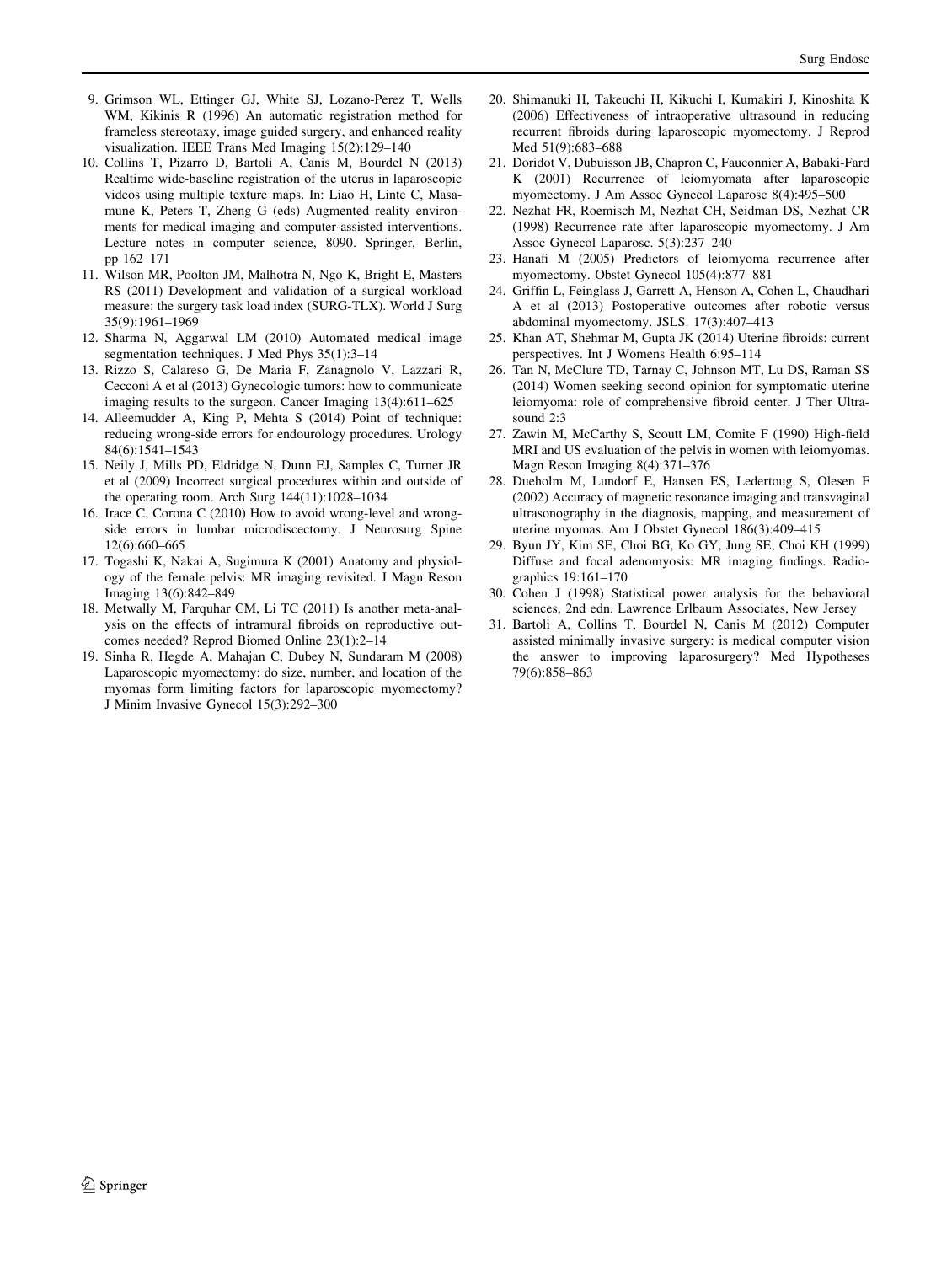9. Grimson WL, Ettinger GJ, White SJ, Lozano-Perez T, Wells WM, Kikinis R (1996) An automatic registration method for frameless stereotaxy, image guided surgery, and enhanced reality visualization. IEEE Trans Med Imaging 15(2):129–140
10. Collins T, Pizarro D, Bartoli A, Canis M, Bourdel N (2013) Realtime wide-baseline registration of the uterus in laparoscopic videos using multiple texture maps. In: Liao H, Linte C, Masamune K, Peters T, Zheng G (eds) Augmented reality environments for medical imaging and computer-assisted interventions. Lecture notes in computer science, 8090. Springer, Berlin, pp 162–171
11. Wilson MR, Poolton JM, Malhotra N, Ngo K, Bright E, Masters RS (2011) Development and validation of a surgical workload measure: the surgery task load index (SURG-TLX). World J Surg 35(9):1961–1969
12. Sharma N, Aggarwal LM (2010) Automated medical image segmentation techniques. J Med Phys 35(1):3–14
13. Rizzo S, Calareso G, De Maria F, Zanagnolo V, Lazzari R, Cecconi A et al (2013) Gynecologic tumors: how to communicate imaging results to the surgeon. Cancer Imaging 13(4):611–625
14. Alleemudder A, King P, Mehta S (2014) Point of technique: reducing wrong-side errors for endourology procedures. Urology 84(6):1541–1543
15. Neily J, Mills PD, Eldridge N, Dunn EJ, Samples C, Turner JR et al (2009) Incorrect surgical procedures within and outside of the operating room. Arch Surg 144(11):1028–1034
16. Irace C, Corona C (2010) How to avoid wrong-level and wrong-side errors in lumbar microdiscectomy. J Neurosurg Spine 12(6):660–665
17. Togashi K, Nakai A, Sugimura K (2001) Anatomy and physiology of the female pelvis: MR imaging revisited. J Magn Reson Imaging 13(6):842–849
18. Metwally M, Farquhar CM, Li TC (2011) Is another meta-analysis on the effects of intramural fibroids on reproductive outcomes needed? Reprod Biomed Online 23(1):2–14
19. Sinha R, Hegde A, Mahajan C, Dubey N, Sundaram M (2008) Laparoscopic myomectomy: do size, number, and location of the myomas form limiting factors for laparoscopic myomectomy? J Minim Invasive Gynecol 15(3):292–300
20. Shimanuki H, Takeuchi H, Kikuchi I, Kumakiri J, Kinoshita K (2006) Effectiveness of intraoperative ultrasound in reducing recurrent fibroids during laparoscopic myomectomy. J Reprod Med 51(9):683–688
21. Doridot V, Dubuisson JB, Chapron C, Fauconnier A, Babaki-Fard K (2001) Recurrence of leiomyomata after laparoscopic myomectomy. J Am Assoc Gynecol Laparosc 8(4):495–500
22. Nezhat FR, Roemisch M, Nezhat CH, Seidman DS, Nezhat CR (1998) Recurrence rate after laparoscopic myomectomy. J Am Assoc Gynecol Laparosc. 5(3):237–240
23. Hanafi M (2005) Predictors of leiomyoma recurrence after myomectomy. Obstet Gynecol 105(4):877–881
24. Griffin L, Feinglass J, Garrett A, Henson A, Cohen L, Chaudhari A et al (2013) Postoperative outcomes after robotic versus abdominal myomectomy. JSLS. 17(3):407–413
25. Khan AT, Shehmar M, Gupta JK (2014) Uterine fibroids: current perspectives. Int J Womens Health 6:95–114
26. Tan N, McClure TD, Tarnay C, Johnson MT, Lu DS, Raman SS (2014) Women seeking second opinion for symptomatic uterine leiomyoma: role of comprehensive fibroid center. J Ther Ultrasound 2:3
27. Zawin M, McCarthy S, Scoutt LM, Comite F (1990) High-field MRI and US evaluation of the pelvis in women with leiomyomas. Magn Reson Imaging 8(4):371–376
28. Dueholm M, Lundorf E, Hansen ES, Ledertoug S, Olesen F (2002) Accuracy of magnetic resonance imaging and transvaginal ultrasonography in the diagnosis, mapping, and measurement of uterine myomas. Am J Obstet Gynecol 186(3):409–415
29. Byun JY, Kim SE, Choi BG, Ko GY, Jung SE, Choi KH (1999) Diffuse and focal adenomyosis: MR imaging findings. Radiographics 19:161–170
30. Cohen J (1998) Statistical power analysis for the behavioral sciences, 2nd edn. Lawrence Erlbaum Associates, New Jersey
31. Bartoli A, Collins T, Bourdel N, Canis M (2012) Computer assisted minimally invasive surgery: is medical computer vision the answer to improving laparosurgery? Med Hypotheses 79(6):858–863